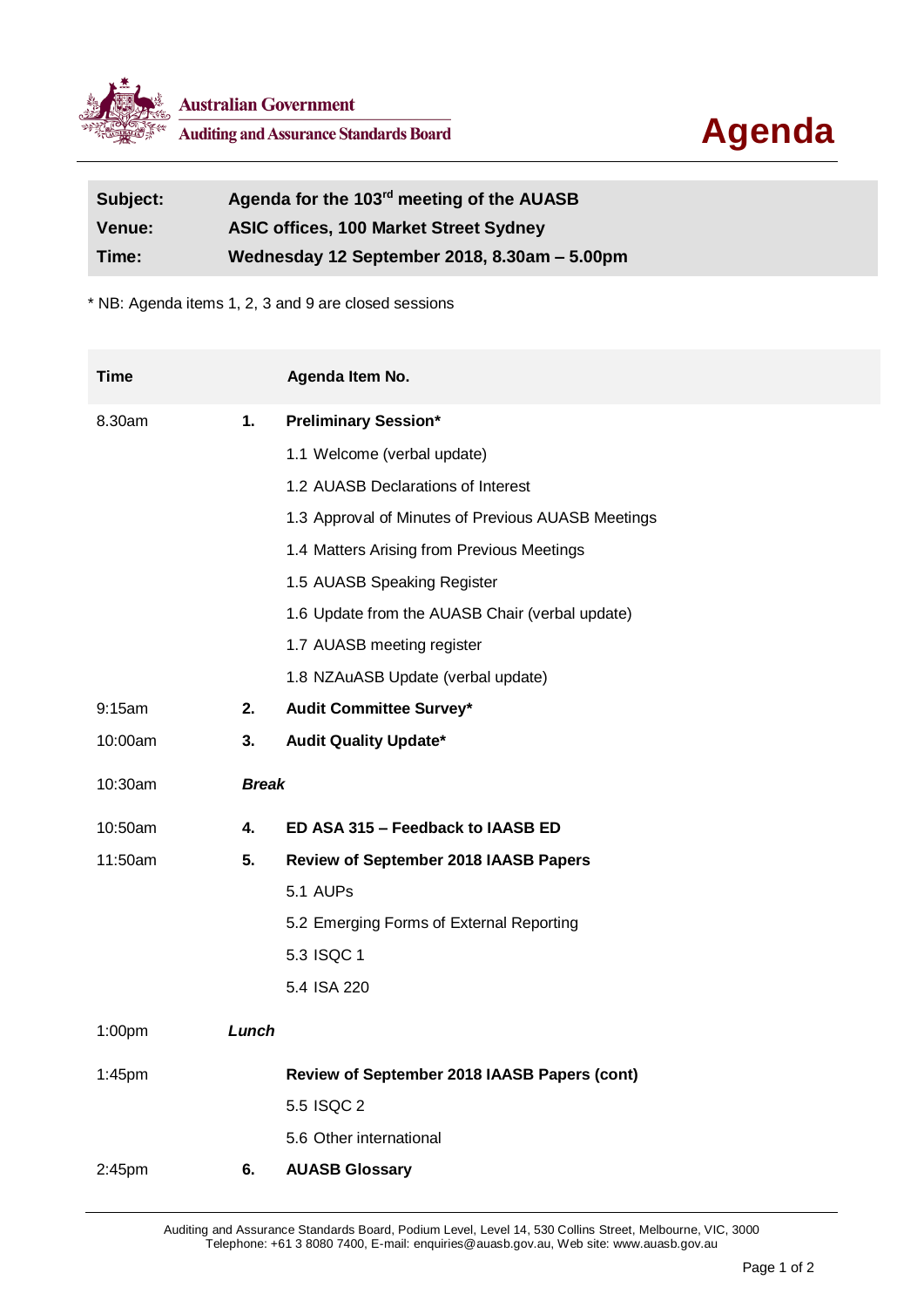Australian Government

Auditing and Assurance Standards Board

# Agenda

| | |
|---|---|
| **Subject:** | **Agenda for the 103rd meeting of the AUASB** |
| **Venue:** | **ASIC offices, 100 Market Street Sydney** |
| **Time:** | **Wednesday 12 September 2018, 8.30am – 5.00pm** |

\* NB: Agenda items 1, 2, 3 and 9 are closed sessions

| Time | | Agenda Item No. |
|---|---|---|
| 8.30am | **1.** | **Preliminary Session*** |
| | | 1.1 Welcome (verbal update) |
| | | 1.2 AUASB Declarations of Interest |
| | | 1.3 Approval of Minutes of Previous AUASB Meetings |
| | | 1.4 Matters Arising from Previous Meetings |
| | | 1.5 AUASB Speaking Register |
| | | 1.6 Update from the AUASB Chair (verbal update) |
| | | 1.7 AUASB meeting register |
| | | 1.8 NZAuASB Update (verbal update) |
| 9:15am | **2.** | **Audit Committee Survey*** |
| 10:00am | **3.** | **Audit Quality Update*** |
| 10:30am | ***Break*** | |
| 10:50am | **4.** | **ED ASA 315 – Feedback to IAASB ED** |
| 11:50am | **5.** | **Review of September 2018 IAASB Papers** |
| | | 5.1 AUPs |
| | | 5.2 Emerging Forms of External Reporting |
| | | 5.3 ISQC 1 |
| | | 5.4 ISA 220 |
| 1:00pm | ***Lunch*** | |
| 1:45pm | | **Review of September 2018 IAASB Papers (cont)** |
| | | 5.5 ISQC 2 |
| | | 5.6 Other international |
| 2:45pm | **6.** | **AUASB Glossary** |

Auditing and Assurance Standards Board, Podium Level, Level 14, 530 Collins Street, Melbourne, VIC, 3000
Telephone: +61 3 8080 7400, E-mail: enquiries@auasb.gov.au, Web site: www.auasb.gov.au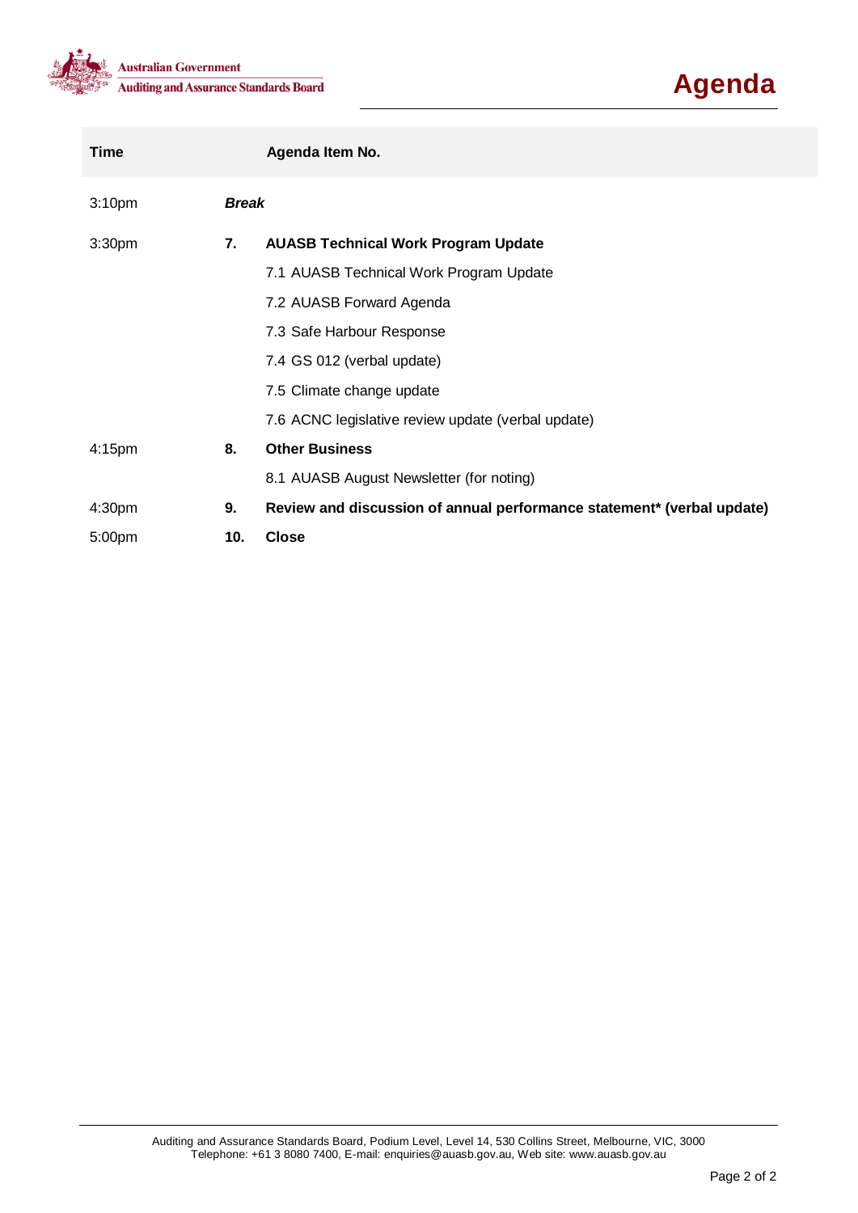Australian Government
Auditing and Assurance Standards Board

# Agenda

| Time | | Agenda Item No. |
|---|---|---|
| 3:10pm | ***Break*** | |
| 3:30pm | **7.** | **AUASB Technical Work Program Update** |
| | | 7.1 AUASB Technical Work Program Update |
| | | 7.2 AUASB Forward Agenda |
| | | 7.3 Safe Harbour Response |
| | | 7.4 GS 012 (verbal update) |
| | | 7.5 Climate change update |
| | | 7.6 ACNC legislative review update (verbal update) |
| 4:15pm | **8.** | **Other Business** |
| | | 8.1 AUASB August Newsletter (for noting) |
| 4:30pm | **9.** | **Review and discussion of annual performance statement* (verbal update)** |
| 5:00pm | **10.** | **Close** |

Auditing and Assurance Standards Board, Podium Level, Level 14, 530 Collins Street, Melbourne, VIC, 3000
Telephone: +61 3 8080 7400, E-mail: enquiries@auasb.gov.au, Web site: www.auasb.gov.au